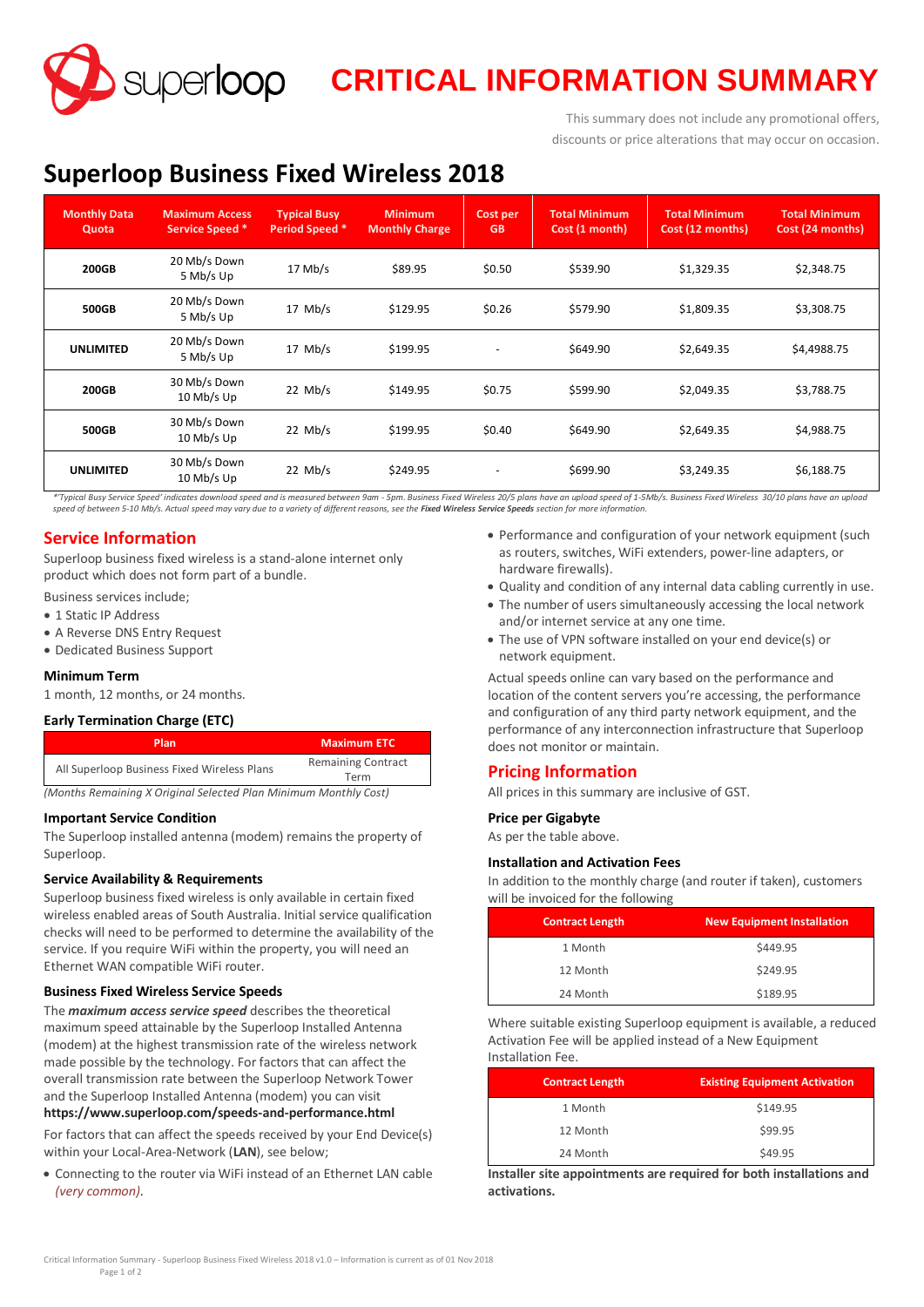# CRITICAL INFORMATION SUMMARY

This summary does not include any promotional offers, discounts or price alterations that may occur on occasion.

## Superloop Business Fixed Wireless 2018

| Monthly Data Quota | Maximum Access Service Speed * | Typical Busy Period Speed * | Minimum Monthly Charge | Cost per GB | Total Minimum Cost (1 month) | Total Minimum Cost (12 months) | Total Minimum Cost (24 months) |
|---|---|---|---|---|---|---|---|
| **200GB** | 20 Mb/s Down 5 Mb/s Up | 17 Mb/s | $89.95 | $0.50 | $539.90 | $1,329.35 | $2,348.75 |
| **500GB** | 20 Mb/s Down 5 Mb/s Up | 17 Mb/s | $129.95 | $0.26 | $579.90 | $1,809.35 | $3,308.75 |
| **UNLIMITED** | 20 Mb/s Down 5 Mb/s Up | 17 Mb/s | $199.95 | - | $649.90 | $2,649.35 | $4,4988.75 |
| **200GB** | 30 Mb/s Down 10 Mb/s Up | 22 Mb/s | $149.95 | $0.75 | $599.90 | $2,049.35 | $3,788.75 |
| **500GB** | 30 Mb/s Down 10 Mb/s Up | 22 Mb/s | $199.95 | $0.40 | $649.90 | $2,649.35 | $4,988.75 |
| **UNLIMITED** | 30 Mb/s Down 10 Mb/s Up | 22 Mb/s | $249.95 | - | $699.90 | $3,249.35 | $6,188.75 |

*\*'Typical Busy Service Speed' indicates download speed and is measured between 9am - 5pm. Business Fixed Wireless 20/5 plans have an upload speed of 1-5Mb/s. Business Fixed Wireless 30/10 plans have an upload speed of between 5-10 Mb/s. Actual speed may vary due to a variety of different reasons, see the **Fixed Wireless Service Speeds** section for more information.*

## Service Information

Superloop business fixed wireless is a stand-alone internet only product which does not form part of a bundle.

Business services include;

- 1 Static IP Address
- A Reverse DNS Entry Request
- Dedicated Business Support

### Minimum Term

1 month, 12 months, or 24 months.

### Early Termination Charge (ETC)

| Plan | Maximum ETC |
|---|---|
| All Superloop Business Fixed Wireless Plans | Remaining Contract Term |

*(Months Remaining X Original Selected Plan Minimum Monthly Cost)*

### Important Service Condition

The Superloop installed antenna (modem) remains the property of Superloop.

### Service Availability & Requirements

Superloop business fixed wireless is only available in certain fixed wireless enabled areas of South Australia. Initial service qualification checks will need to be performed to determine the availability of the service. If you require WiFi within the property, you will need an Ethernet WAN compatible WiFi router.

### Business Fixed Wireless Service Speeds

The ***maximum access service speed*** describes the theoretical maximum speed attainable by the Superloop Installed Antenna (modem) at the highest transmission rate of the wireless network made possible by the technology. For factors that can affect the overall transmission rate between the Superloop Network Tower and the Superloop Installed Antenna (modem) you can visit **https://www.superloop.com/speeds-and-performance.html**

For factors that can affect the speeds received by your End Device(s) within your Local-Area-Network (**LAN**), see below;

- Connecting to the router via WiFi instead of an Ethernet LAN cable *(very common)*.
- Performance and configuration of your network equipment (such as routers, switches, WiFi extenders, power-line adapters, or hardware firewalls).
- Quality and condition of any internal data cabling currently in use.
- The number of users simultaneously accessing the local network and/or internet service at any one time.
- The use of VPN software installed on your end device(s) or network equipment.

Actual speeds online can vary based on the performance and location of the content servers you're accessing, the performance and configuration of any third party network equipment, and the performance of any interconnection infrastructure that Superloop does not monitor or maintain.

## Pricing Information

All prices in this summary are inclusive of GST.

### Price per Gigabyte

As per the table above.

### Installation and Activation Fees

In addition to the monthly charge (and router if taken), customers will be invoiced for the following

| Contract Length | New Equipment Installation |
|---|---|
| 1 Month | $449.95 |
| 12 Month | $249.95 |
| 24 Month | $189.95 |

Where suitable existing Superloop equipment is available, a reduced Activation Fee will be applied instead of a New Equipment Installation Fee.

| Contract Length | Existing Equipment Activation |
|---|---|
| 1 Month | $149.95 |
| 12 Month | $99.95 |
| 24 Month | $49.95 |

**Installer site appointments are required for both installations and activations.**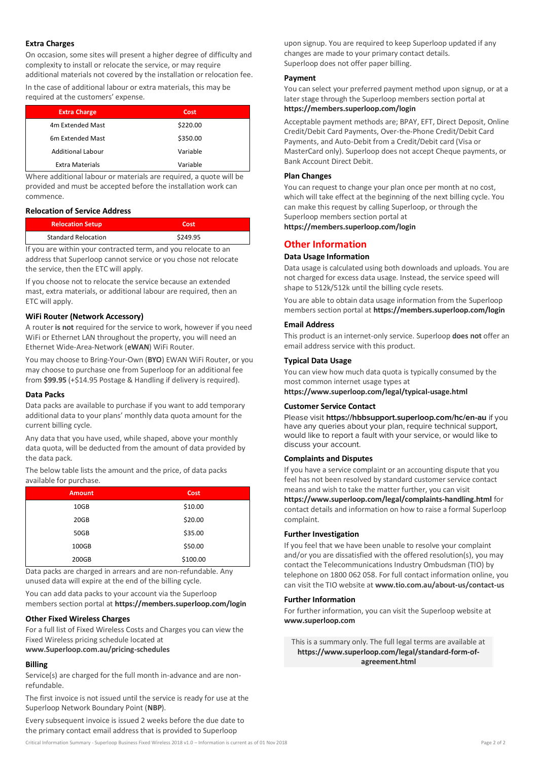### Extra Charges

On occasion, some sites will present a higher degree of difficulty and complexity to install or relocate the service, or may require additional materials not covered by the installation or relocation fee.

In the case of additional labour or extra materials, this may be required at the customers' expense.

| Extra Charge | Cost |
|---|---|
| 4m Extended Mast | $220.00 |
| 6m Extended Mast | $350.00 |
| Additional Labour | Variable |
| Extra Materials | Variable |

Where additional labour or materials are required, a quote will be provided and must be accepted before the installation work can commence.

### Relocation of Service Address

| Relocation Setup | Cost |
|---|---|
| Standard Relocation | $249.95 |

If you are within your contracted term, and you relocate to an address that Superloop cannot service or you chose not relocate the service, then the ETC will apply.

If you choose not to relocate the service because an extended mast, extra materials, or additional labour are required, then an ETC will apply.

### WiFi Router (Network Accessory)

A router **is not** required for the service to work, however if you need WiFi or Ethernet LAN throughout the property, you will need an Ethernet Wide-Area-Network (**eWAN**) WiFi Router.

You may choose to Bring-Your-Own (**BYO**) EWAN WiFi Router, or you may choose to purchase one from Superloop for an additional fee from **$99.95** (+$14.95 Postage & Handling if delivery is required).

### Data Packs

Data packs are available to purchase if you want to add temporary additional data to your plans' monthly data quota amount for the current billing cycle.

Any data that you have used, while shaped, above your monthly data quota, will be deducted from the amount of data provided by the data pack.

The below table lists the amount and the price, of data packs available for purchase.

| Amount | Cost |
|---|---|
| 10GB | $10.00 |
| 20GB | $20.00 |
| 50GB | $35.00 |
| 100GB | $50.00 |
| 200GB | $100.00 |

Data packs are charged in arrears and are non-refundable. Any unused data will expire at the end of the billing cycle.

You can add data packs to your account via the Superloop members section portal at **https://members.superloop.com/login**

### Other Fixed Wireless Charges

For a full list of Fixed Wireless Costs and Charges you can view the Fixed Wireless pricing schedule located at **www.Superloop.com.au/pricing-schedules**

### Billing

Service(s) are charged for the full month in-advance and are non-refundable.

The first invoice is not issued until the service is ready for use at the Superloop Network Boundary Point (**NBP**).

Every subsequent invoice is issued 2 weeks before the due date to the primary contact email address that is provided to Superloop upon signup. You are required to keep Superloop updated if any changes are made to your primary contact details.
Superloop does not offer paper billing.

### Payment

You can select your preferred payment method upon signup, or at a later stage through the Superloop members section portal at **https://members.superloop.com/login**

Acceptable payment methods are; BPAY, EFT, Direct Deposit, Online Credit/Debit Card Payments, Over-the-Phone Credit/Debit Card Payments, and Auto-Debit from a Credit/Debit card (Visa or MasterCard only). Superloop does not accept Cheque payments, or Bank Account Direct Debit.

### Plan Changes

You can request to change your plan once per month at no cost, which will take effect at the beginning of the next billing cycle. You can make this request by calling Superloop, or through the Superloop members section portal at **https://members.superloop.com/login**

## Other Information

### Data Usage Information

Data usage is calculated using both downloads and uploads. You are not charged for excess data usage. Instead, the service speed will shape to 512k/512k until the billing cycle resets.

You are able to obtain data usage information from the Superloop members section portal at **https://members.superloop.com/login**

### Email Address

This product is an internet-only service. Superloop **does not** offer an email address service with this product.

### Typical Data Usage

You can view how much data quota is typically consumed by the most common internet usage types at **https://www.superloop.com/legal/typical-usage.html**

### Customer Service Contact

Please visit **https://hbbsupport.superloop.com/hc/en-au** if you have any queries about your plan, require technical support, would like to report a fault with your service, or would like to discuss your account.

### Complaints and Disputes

If you have a service complaint or an accounting dispute that you feel has not been resolved by standard customer service contact means and wish to take the matter further, you can visit **https://www.superloop.com/legal/complaints-handling.html** for contact details and information on how to raise a formal Superloop complaint.

### Further Investigation

If you feel that we have been unable to resolve your complaint and/or you are dissatisfied with the offered resolution(s), you may contact the Telecommunications Industry Ombudsman (TIO) by telephone on 1800 062 058. For full contact information online, you can visit the TIO website at **www.tio.com.au/about-us/contact-us**

### Further Information

For further information, you can visit the Superloop website at **www.superloop.com**

This is a summary only. The full legal terms are available at **https://www.superloop.com/legal/standard-form-of-agreement.html**